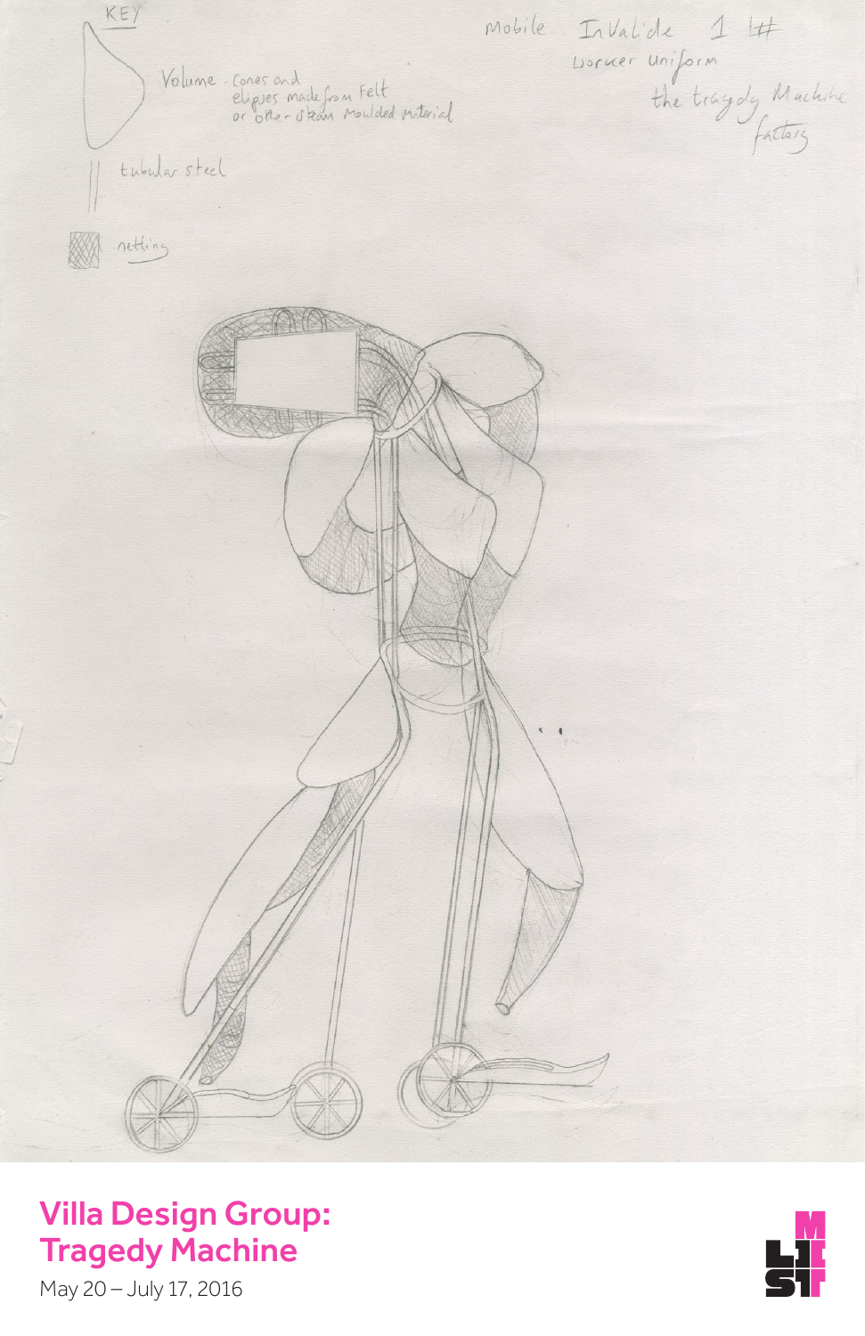KEY

Volume - Cones and elipses made from Felt or other steam moulded material

tubular steel

netting

Mobile Invalide 1 #
Worker uniform
the tragedy Machine factory

# Villa Design Group: Tragedy Machine

May 20 – July 17, 2016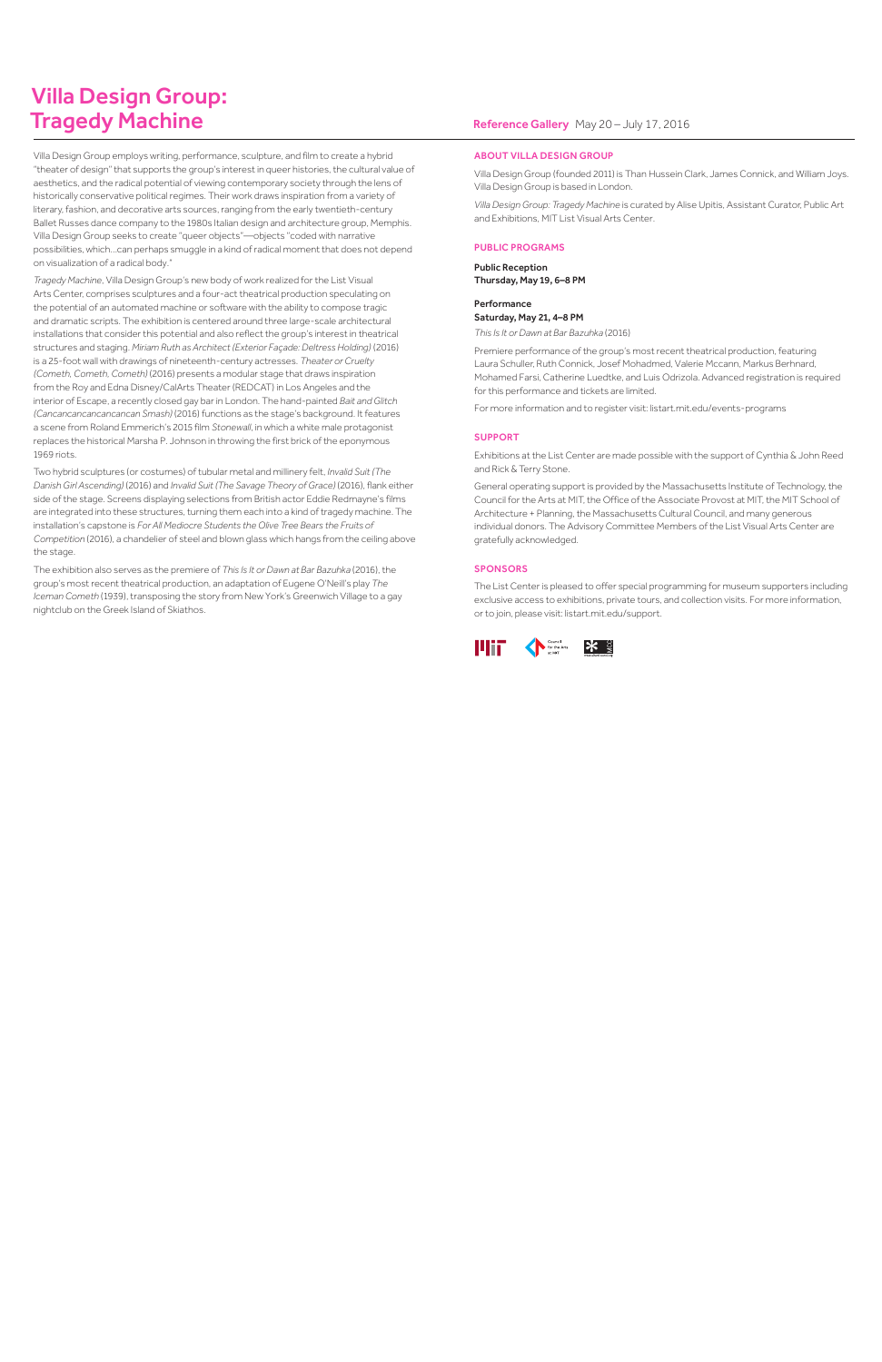# Villa Design Group: Tragedy Machine

**Reference Gallery** May 20 – July 17, 2016

Villa Design Group employs writing, performance, sculpture, and film to create a hybrid "theater of design" that supports the group's interest in queer histories, the cultural value of aesthetics, and the radical potential of viewing contemporary society through the lens of historically conservative political regimes. Their work draws inspiration from a variety of literary, fashion, and decorative arts sources, ranging from the early twentieth-century Ballet Russes dance company to the 1980s Italian design and architecture group, Memphis. Villa Design Group seeks to create "queer objects"—objects "coded with narrative possibilities, which...can perhaps smuggle in a kind of radical moment that does not depend on visualization of a radical body."

*Tragedy Machine*, Villa Design Group's new body of work realized for the List Visual Arts Center, comprises sculptures and a four-act theatrical production speculating on the potential of an automated machine or software with the ability to compose tragic and dramatic scripts. The exhibition is centered around three large-scale architectural installations that consider this potential and also reflect the group's interest in theatrical structures and staging. *Miriam Ruth as Architect (Exterior Façade: Deltress Holding)* (2016) is a 25-foot wall with drawings of nineteenth-century actresses. *Theater or Cruelty (Cometh, Cometh, Cometh)* (2016) presents a modular stage that draws inspiration from the Roy and Edna Disney/CalArts Theater (REDCAT) in Los Angeles and the interior of Escape, a recently closed gay bar in London. The hand-painted *Bait and Glitch (Cancancancancancancan Smash)* (2016) functions as the stage's background. It features a scene from Roland Emmerich's 2015 film *Stonewall*, in which a white male protagonist replaces the historical Marsha P. Johnson in throwing the first brick of the eponymous 1969 riots.

Two hybrid sculptures (or costumes) of tubular metal and millinery felt, *Invalid Suit (The Danish Girl Ascending)* (2016) and *Invalid Suit (The Savage Theory of Grace)* (2016), flank either side of the stage. Screens displaying selections from British actor Eddie Redmayne's films are integrated into these structures, turning them each into a kind of tragedy machine. The installation's capstone is *For All Mediocre Students the Olive Tree Bears the Fruits of Competition* (2016), a chandelier of steel and blown glass which hangs from the ceiling above the stage.

The exhibition also serves as the premiere of *This Is It or Dawn at Bar Bazuhka* (2016), the group's most recent theatrical production, an adaptation of Eugene O'Neill's play *The Iceman Cometh* (1939), transposing the story from New York's Greenwich Village to a gay nightclub on the Greek Island of Skiathos.

## ABOUT VILLA DESIGN GROUP

Villa Design Group (founded 2011) is Than Hussein Clark, James Connick, and William Joys. Villa Design Group is based in London.

*Villa Design Group: Tragedy Machine* is curated by Alise Upitis, Assistant Curator, Public Art and Exhibitions, MIT List Visual Arts Center.

## PUBLIC PROGRAMS

**Public Reception**
**Thursday, May 19, 6–8 PM**

**Performance**
**Saturday, May 21, 4–8 PM**
*This Is It or Dawn at Bar Bazuhka* (2016)

Premiere performance of the group's most recent theatrical production, featuring Laura Schuller, Ruth Connick, Josef Mohadmed, Valerie Mccann, Markus Berhnard, Mohamed Farsi, Catherine Luedtke, and Luis Odrizola. Advanced registration is required for this performance and tickets are limited.

For more information and to register visit: listart.mit.edu/events-programs

## SUPPORT

Exhibitions at the List Center are made possible with the support of Cynthia & John Reed and Rick & Terry Stone.

General operating support is provided by the Massachusetts Institute of Technology, the Council for the Arts at MIT, the Office of the Associate Provost at MIT, the MIT School of Architecture + Planning, the Massachusetts Cultural Council, and many generous individual donors. The Advisory Committee Members of the List Visual Arts Center are gratefully acknowledged.

## SPONSORS

The List Center is pleased to offer special programming for museum supporters including exclusive access to exhibitions, private tours, and collection visits. For more information, or to join, please visit: listart.mit.edu/support.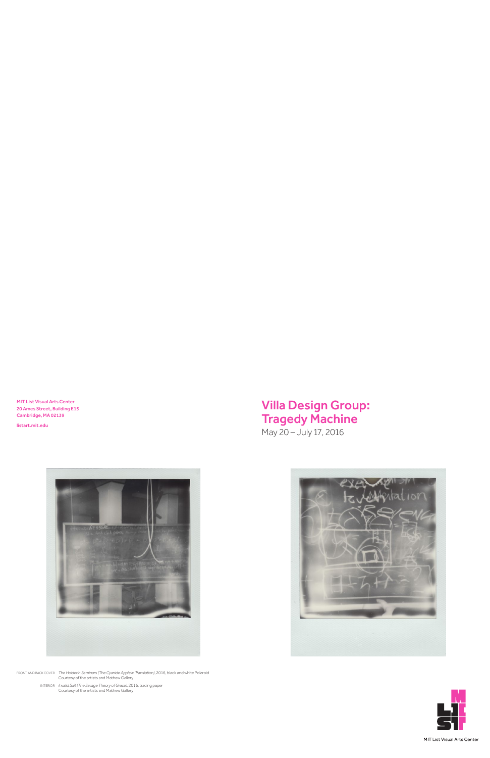MIT List Visual Arts Center
20 Ames Street, Building E15
Cambridge, MA 02139

listart.mit.edu

# Villa Design Group: Tragedy Machine

May 20 – July 17, 2016

FRONT AND BACK COVER *The Holderin Seminars (The Cyanide Apple in Translation)*, 2016, black and white Polaroid
Courtesy of the artists and Mathew Gallery

INTERIOR *Invalid Suit (The Savage Theory of Grace)*, 2016, tracing paper
Courtesy of the artists and Mathew Gallery

MIT List Visual Arts Center